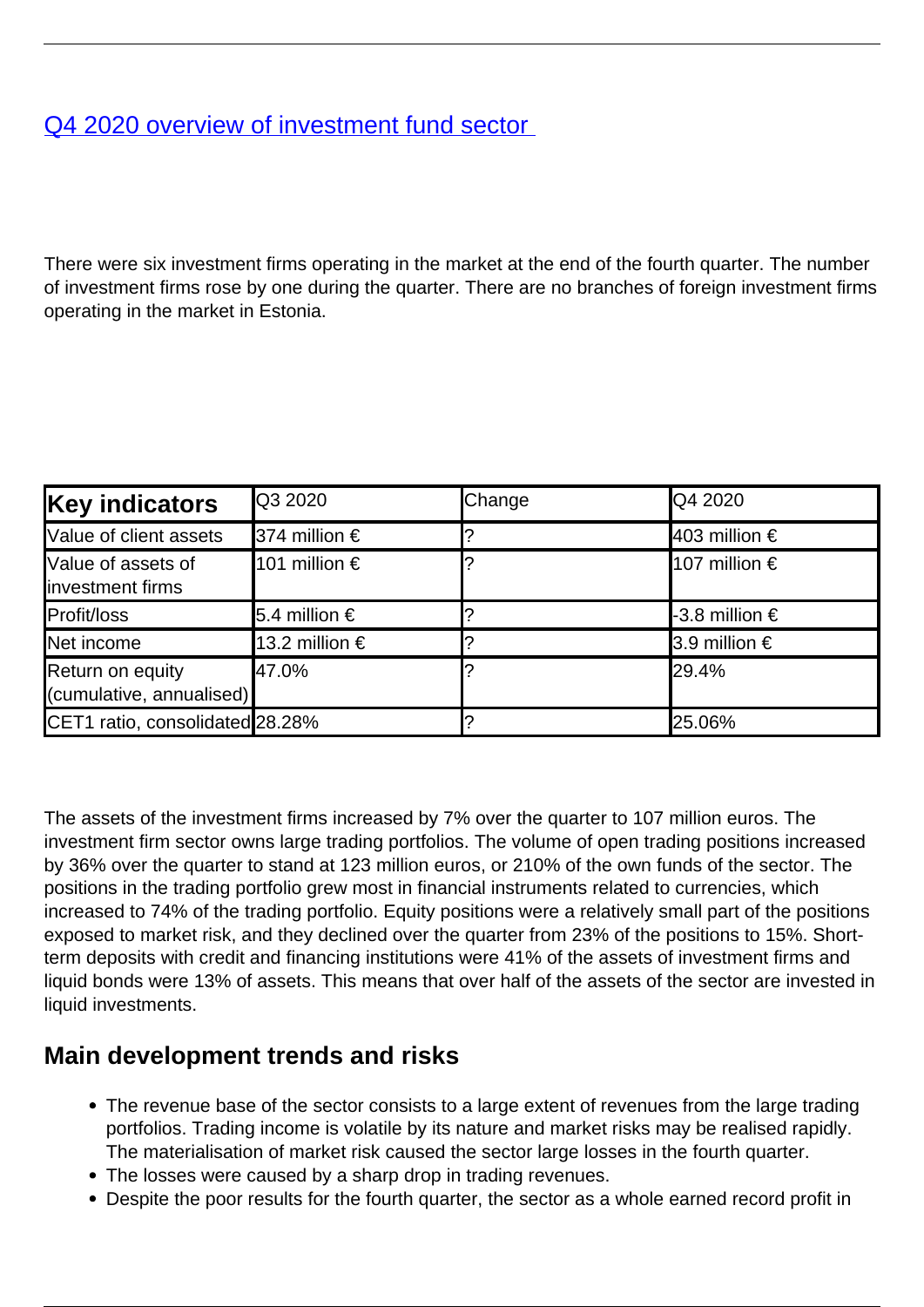[Q4 2020 overview of investment fund sector](#)

There were six investment firms operating in the market at the end of the fourth quarter. The number of investment firms rose by one during the quarter. There are no branches of foreign investment firms operating in the market in Estonia.

| **Key indicators** | Q3 2020 | Change | Q4 2020 |
|---|---|---|---|
| Value of client assets | 374 million € | ? | 403 million € |
| Value of assets of investment firms | 101 million € | ? | 107 million € |
| Profit/loss | 5.4 million € | ? | -3.8 million € |
| Net income | 13.2 million € | ? | 3.9 million € |
| Return on equity (cumulative, annualised) | 47.0% | ? | 29.4% |
| CET1 ratio, consolidated | 28.28% | ? | 25.06% |

The assets of the investment firms increased by 7% over the quarter to 107 million euros. The investment firm sector owns large trading portfolios. The volume of open trading positions increased by 36% over the quarter to stand at 123 million euros, or 210% of the own funds of the sector. The positions in the trading portfolio grew most in financial instruments related to currencies, which increased to 74% of the trading portfolio. Equity positions were a relatively small part of the positions exposed to market risk, and they declined over the quarter from 23% of the positions to 15%. Short-term deposits with credit and financing institutions were 41% of the assets of investment firms and liquid bonds were 13% of assets. This means that over half of the assets of the sector are invested in liquid investments.

## Main development trends and risks

- The revenue base of the sector consists to a large extent of revenues from the large trading portfolios. Trading income is volatile by its nature and market risks may be realised rapidly. The materialisation of market risk caused the sector large losses in the fourth quarter.
- The losses were caused by a sharp drop in trading revenues.
- Despite the poor results for the fourth quarter, the sector as a whole earned record profit in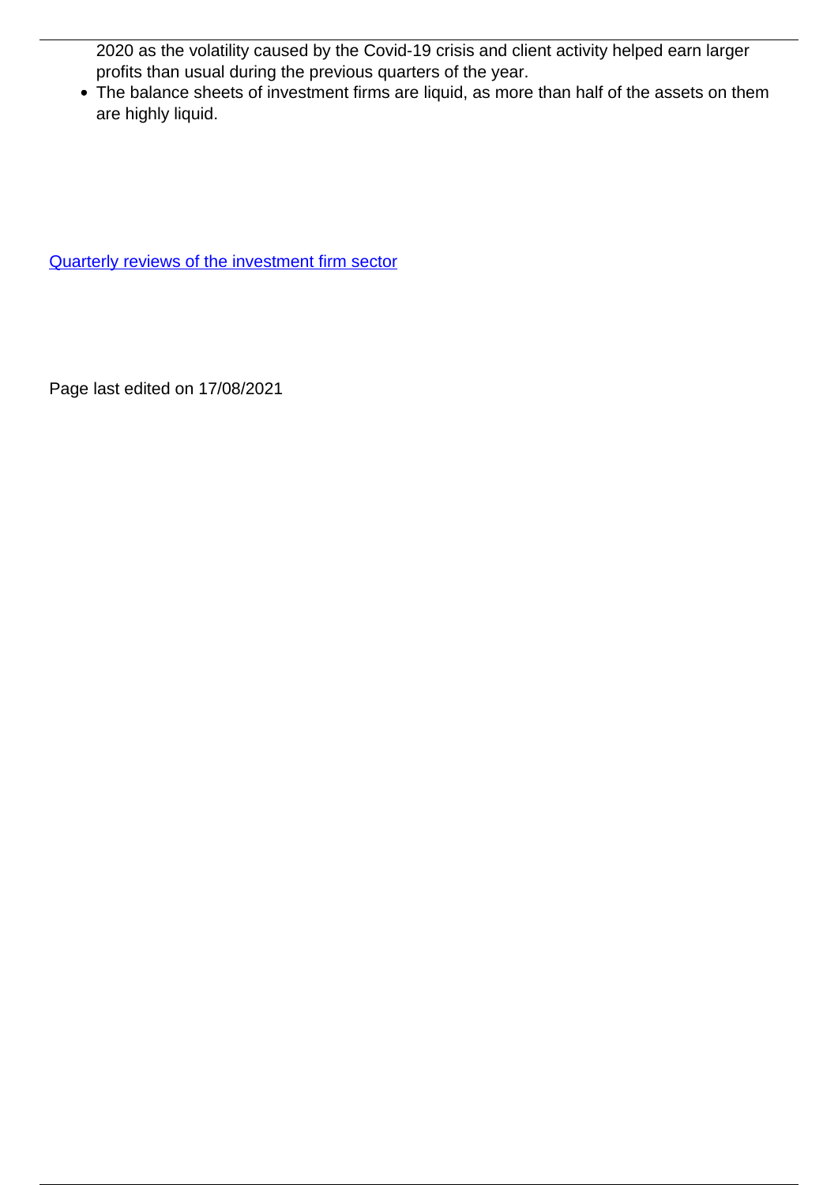2020 as the volatility caused by the Covid-19 crisis and client activity helped earn larger profits than usual during the previous quarters of the year.

- The balance sheets of investment firms are liquid, as more than half of the assets on them are highly liquid.

[Quarterly reviews of the investment firm sector]

Page last edited on 17/08/2021